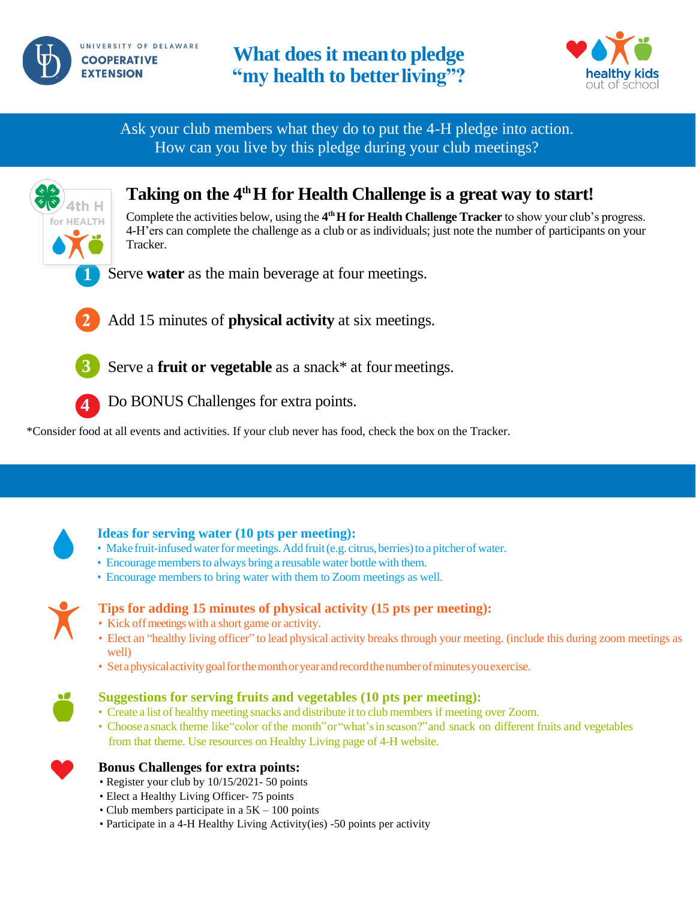UNIVERSITY OF DELAWARE
COOPERATIVE EXTENSION

# What does it mean to pledge "my health to better living"?

healthy kids out of school

Ask your club members what they do to put the 4-H pledge into action.
How can you live by this pledge during your club meetings?

4th H for HEALTH

## Taking on the 4th H for Health Challenge is a great way to start!

Complete the activities below, using the **4th H for Health Challenge Tracker** to show your club's progress. 4-H'ers can complete the challenge as a club or as individuals; just note the number of participants on your Tracker.

1. Serve **water** as the main beverage at four meetings.
2. Add 15 minutes of **physical activity** at six meetings.
3. Serve a **fruit or vegetable** as a snack* at four meetings.
4. Do BONUS Challenges for extra points.

*Consider food at all events and activities. If your club never has food, check the box on the Tracker.

### Ideas for serving water (10 pts per meeting):

- Make fruit-infused water for meetings. Add fruit (e.g. citrus, berries) to a pitcher of water.
- Encourage members to always bring a reusable water bottle with them.
- Encourage members to bring water with them to Zoom meetings as well.

### Tips for adding 15 minutes of physical activity (15 pts per meeting):

- Kick off meetings with a short game or activity.
- Elect an "healthy living officer" to lead physical activity breaks through your meeting. (include this during zoom meetings as well)
- Set a physical activity goal for the month or year and record the number of minutes you exercise.

### Suggestions for serving fruits and vegetables (10 pts per meeting):

- Create a list of healthy meeting snacks and distribute it to club members if meeting over Zoom.
- Choose a snack theme like "color of the month" or "what's in season?" and snack on different fruits and vegetables from that theme. Use resources on Healthy Living page of 4-H website.

### Bonus Challenges for extra points:

- Register your club by 10/15/2021- 50 points
- Elect a Healthy Living Officer- 75 points
- Club members participate in a 5K – 100 points
- Participate in a 4-H Healthy Living Activity(ies) -50 points per activity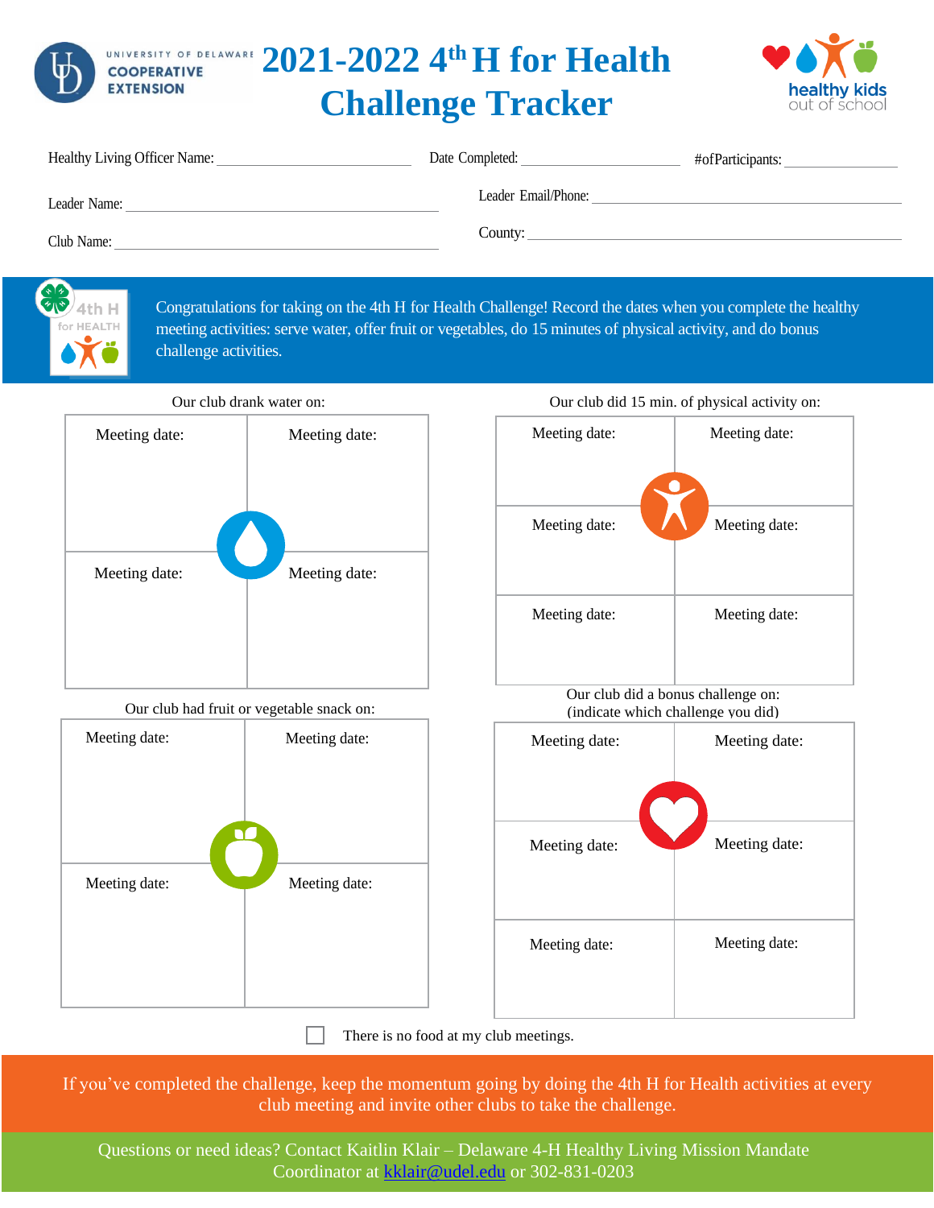UNIVERSITY OF DELAWARE COOPERATIVE EXTENSION

# 2021-2022 4th H for Health Challenge Tracker

healthy kids out of school

Healthy Living Officer Name: ______________________ Date Completed: __________________ #ofParticipants: ______________

Leader Name: ______________________________________ Leader Email/Phone: ______________________________________

Club Name: ______________________________________ County: ______________________________________

4th H for HEALTH

Congratulations for taking on the 4th H for Health Challenge! Record the dates when you complete the healthy meeting activities: serve water, offer fruit or vegetables, do 15 minutes of physical activity, and do bonus challenge activities.

Our club drank water on:

| | |
|---|---|
| Meeting date: | Meeting date: |
| Meeting date: | Meeting date: |

Our club did 15 min. of physical activity on:

| | |
|---|---|
| Meeting date: | Meeting date: |
| Meeting date: | Meeting date: |
| Meeting date: | Meeting date: |

Our club had fruit or vegetable snack on:

| | |
|---|---|
| Meeting date: | Meeting date: |
| Meeting date: | Meeting date: |

Our club did a bonus challenge on:
(indicate which challenge you did)

| | |
|---|---|
| Meeting date: | Meeting date: |
| Meeting date: | Meeting date: |
| Meeting date: | Meeting date: |

☐ There is no food at my club meetings.

If you've completed the challenge, keep the momentum going by doing the 4th H for Health activities at every club meeting and invite other clubs to take the challenge.

Questions or need ideas? Contact Kaitlin Klair – Delaware 4-H Healthy Living Mission Mandate Coordinator at kklair@udel.edu or 302-831-0203